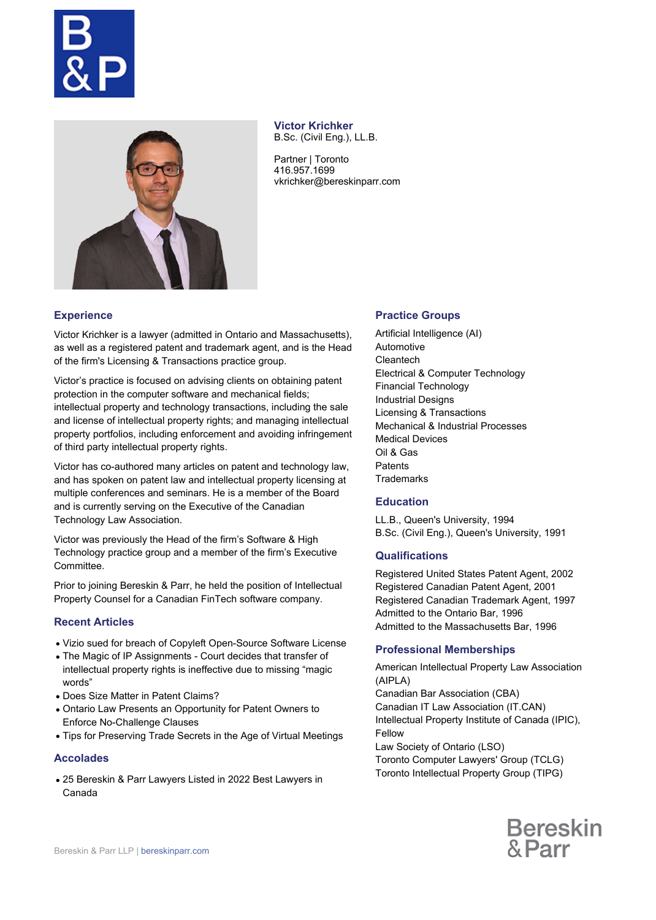# Victor Krichker

B.Sc. (Civil Eng.), LL.B.

Partner | Toronto
416.957.1699
vkrichker@bereskinparr.com

## Experience

Victor Krichker is a lawyer (admitted in Ontario and Massachusetts), as well as a registered patent and trademark agent, and is the Head of the firm's Licensing & Transactions practice group.

Victor's practice is focused on advising clients on obtaining patent protection in the computer software and mechanical fields; intellectual property and technology transactions, including the sale and license of intellectual property rights; and managing intellectual property portfolios, including enforcement and avoiding infringement of third party intellectual property rights.

Victor has co-authored many articles on patent and technology law, and has spoken on patent law and intellectual property licensing at multiple conferences and seminars. He is a member of the Board and is currently serving on the Executive of the Canadian Technology Law Association.

Victor was previously the Head of the firm's Software & High Technology practice group and a member of the firm's Executive Committee.

Prior to joining Bereskin & Parr, he held the position of Intellectual Property Counsel for a Canadian FinTech software company.

## Recent Articles

- Vizio sued for breach of Copyleft Open-Source Software License
- The Magic of IP Assignments - Court decides that transfer of intellectual property rights is ineffective due to missing "magic words"
- Does Size Matter in Patent Claims?
- Ontario Law Presents an Opportunity for Patent Owners to Enforce No-Challenge Clauses
- Tips for Preserving Trade Secrets in the Age of Virtual Meetings

## Accolades

- 25 Bereskin & Parr Lawyers Listed in 2022 Best Lawyers in Canada

## Practice Groups

Artificial Intelligence (AI)
Automotive
Cleantech
Electrical & Computer Technology
Financial Technology
Industrial Designs
Licensing & Transactions
Mechanical & Industrial Processes
Medical Devices
Oil & Gas
Patents
Trademarks

## Education

LL.B., Queen's University, 1994
B.Sc. (Civil Eng.), Queen's University, 1991

## Qualifications

Registered United States Patent Agent, 2002
Registered Canadian Patent Agent, 2001
Registered Canadian Trademark Agent, 1997
Admitted to the Ontario Bar, 1996
Admitted to the Massachusetts Bar, 1996

## Professional Memberships

American Intellectual Property Law Association (AIPLA)
Canadian Bar Association (CBA)
Canadian IT Law Association (IT.CAN)
Intellectual Property Institute of Canada (IPIC), Fellow
Law Society of Ontario (LSO)
Toronto Computer Lawyers' Group (TCLG)
Toronto Intellectual Property Group (TIPG)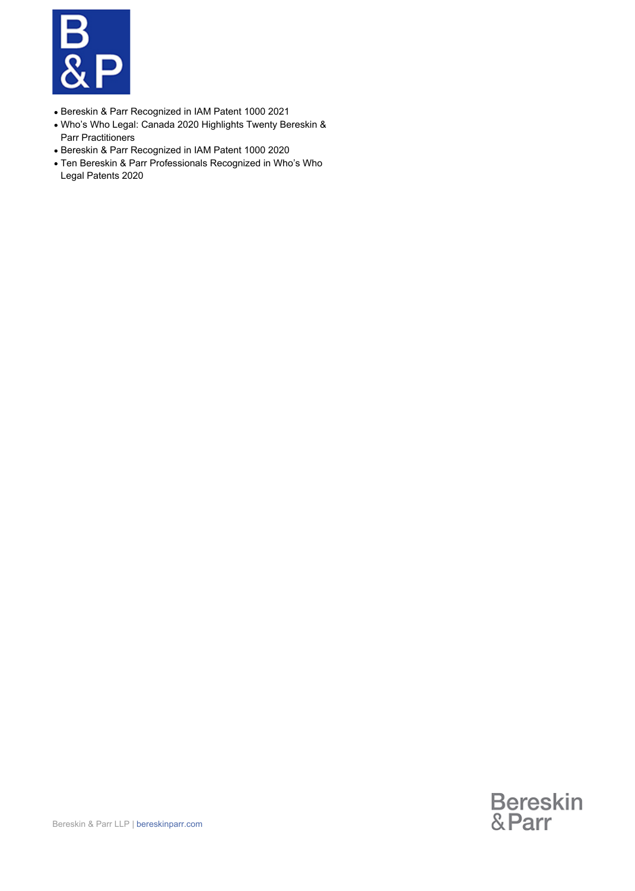- Bereskin & Parr Recognized in IAM Patent 1000 2021
- Who's Who Legal: Canada 2020 Highlights Twenty Bereskin & Parr Practitioners
- Bereskin & Parr Recognized in IAM Patent 1000 2020
- Ten Bereskin & Parr Professionals Recognized in Who's Who Legal Patents 2020